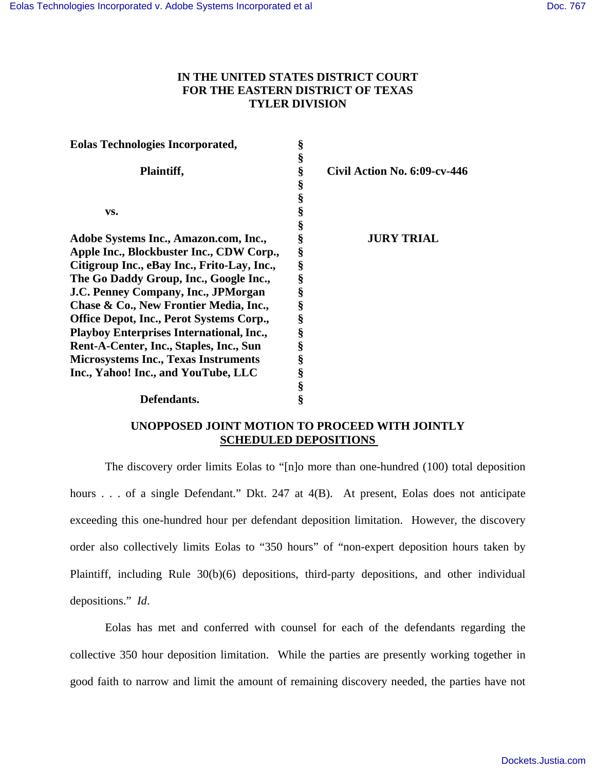**IN THE UNITED STATES DISTRICT COURT**
**FOR THE EASTERN DISTRICT OF TEXAS**
**TYLER DIVISION**

| | | |
|---|---|---|
| **Eolas Technologies Incorporated,** | § | |
| | § | |
| **Plaintiff,** | § | **Civil Action No. 6:09-cv-446** |
| | § | |
| | § | |
| **vs.** | § | |
| | § | |
| **Adobe Systems Inc., Amazon.com, Inc., Apple Inc., Blockbuster Inc., CDW Corp., Citigroup Inc., eBay Inc., Frito-Lay, Inc., The Go Daddy Group, Inc., Google Inc., J.C. Penney Company, Inc., JPMorgan Chase & Co., New Frontier Media, Inc., Office Depot, Inc., Perot Systems Corp., Playboy Enterprises International, Inc., Rent-A-Center, Inc., Staples, Inc., Sun Microsystems Inc., Texas Instruments Inc., Yahoo! Inc., and YouTube, LLC** | § | **JURY TRIAL** |
| | § | |
| **Defendants.** | § | |

**UNOPPOSED JOINT MOTION TO PROCEED WITH JOINTLY SCHEDULED DEPOSITIONS**

The discovery order limits Eolas to "[n]o more than one-hundred (100) total deposition hours . . . of a single Defendant." Dkt. 247 at 4(B). At present, Eolas does not anticipate exceeding this one-hundred hour per defendant deposition limitation. However, the discovery order also collectively limits Eolas to "350 hours" of "non-expert deposition hours taken by Plaintiff, including Rule 30(b)(6) depositions, third-party depositions, and other individual depositions." *Id*.

Eolas has met and conferred with counsel for each of the defendants regarding the collective 350 hour deposition limitation. While the parties are presently working together in good faith to narrow and limit the amount of remaining discovery needed, the parties have not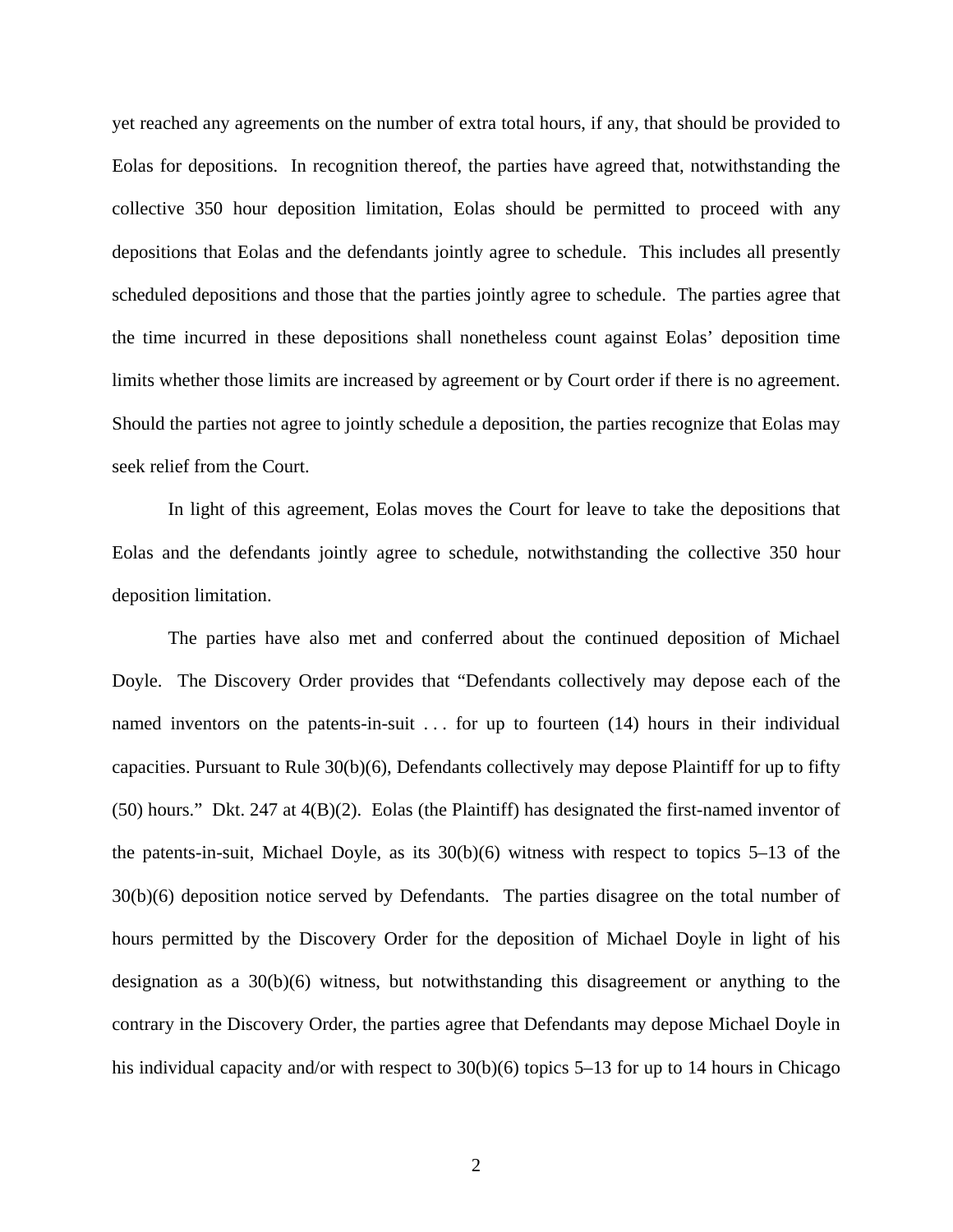yet reached any agreements on the number of extra total hours, if any, that should be provided to Eolas for depositions. In recognition thereof, the parties have agreed that, notwithstanding the collective 350 hour deposition limitation, Eolas should be permitted to proceed with any depositions that Eolas and the defendants jointly agree to schedule. This includes all presently scheduled depositions and those that the parties jointly agree to schedule. The parties agree that the time incurred in these depositions shall nonetheless count against Eolas' deposition time limits whether those limits are increased by agreement or by Court order if there is no agreement. Should the parties not agree to jointly schedule a deposition, the parties recognize that Eolas may seek relief from the Court.

In light of this agreement, Eolas moves the Court for leave to take the depositions that Eolas and the defendants jointly agree to schedule, notwithstanding the collective 350 hour deposition limitation.

The parties have also met and conferred about the continued deposition of Michael Doyle. The Discovery Order provides that "Defendants collectively may depose each of the named inventors on the patents-in-suit . . . for up to fourteen (14) hours in their individual capacities. Pursuant to Rule 30(b)(6), Defendants collectively may depose Plaintiff for up to fifty (50) hours." Dkt. 247 at 4(B)(2). Eolas (the Plaintiff) has designated the first-named inventor of the patents-in-suit, Michael Doyle, as its 30(b)(6) witness with respect to topics 5–13 of the 30(b)(6) deposition notice served by Defendants. The parties disagree on the total number of hours permitted by the Discovery Order for the deposition of Michael Doyle in light of his designation as a 30(b)(6) witness, but notwithstanding this disagreement or anything to the contrary in the Discovery Order, the parties agree that Defendants may depose Michael Doyle in his individual capacity and/or with respect to 30(b)(6) topics 5–13 for up to 14 hours in Chicago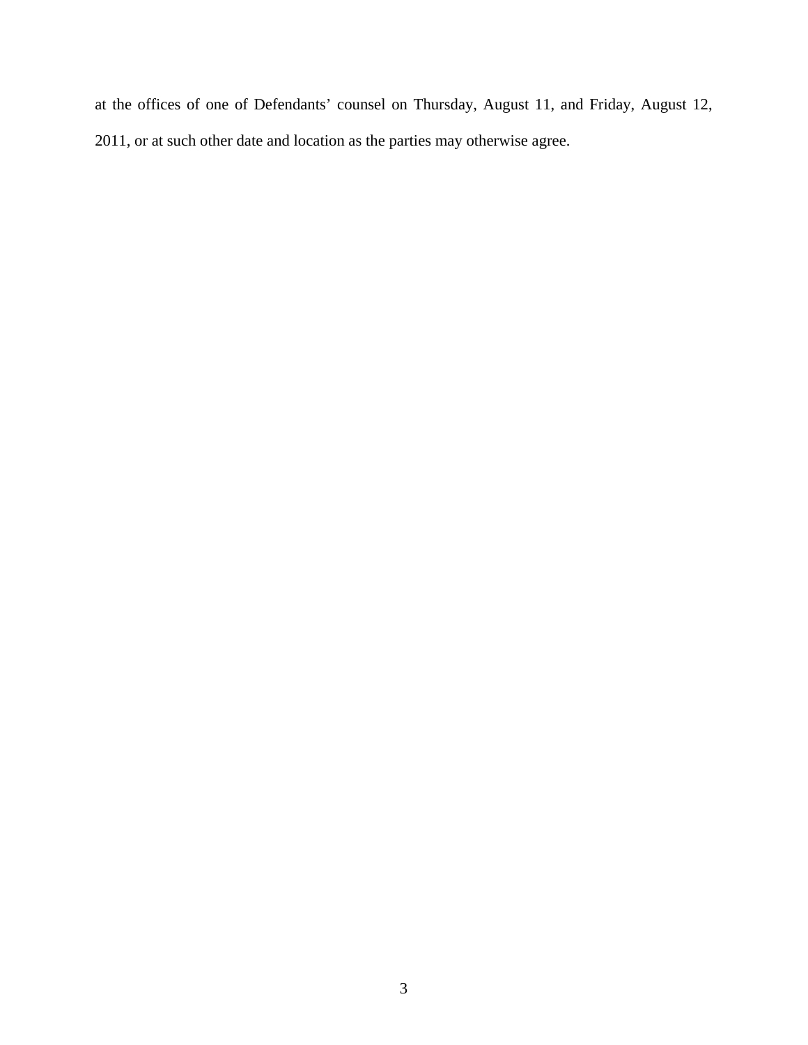at the offices of one of Defendants' counsel on Thursday, August 11, and Friday, August 12, 2011, or at such other date and location as the parties may otherwise agree.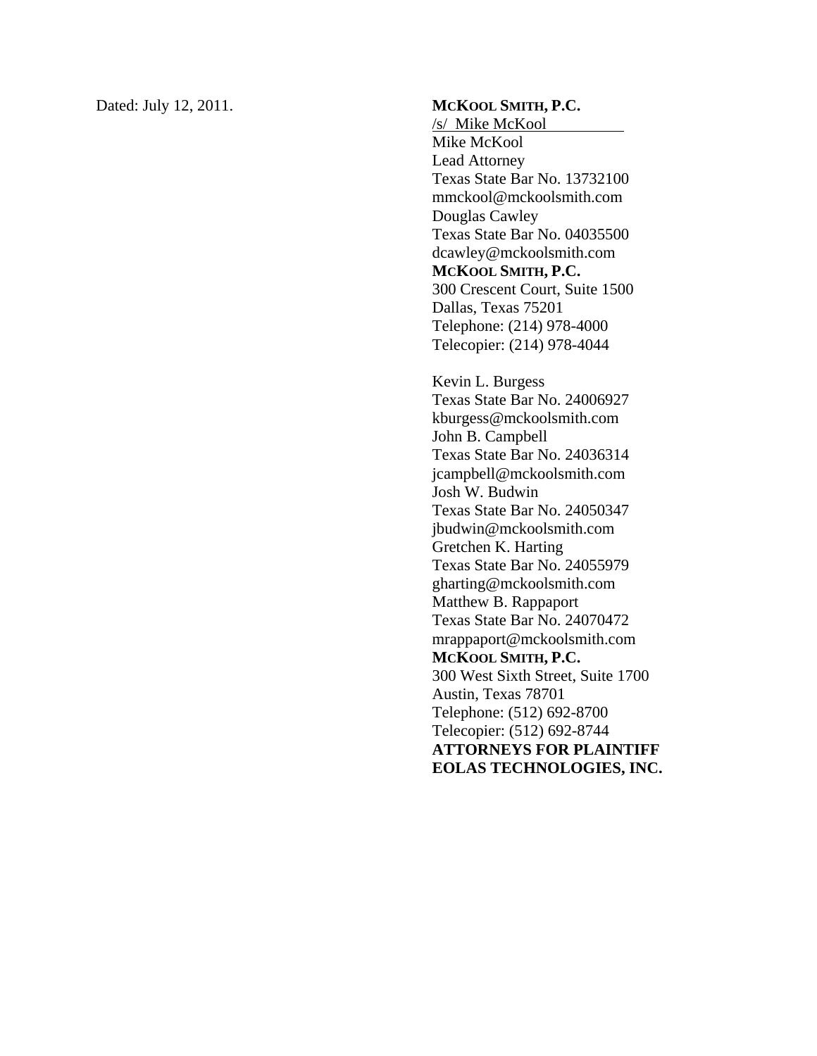Dated: July 12, 2011.

**McKool Smith, P.C.**
/s/ Mike McKool
Mike McKool
Lead Attorney
Texas State Bar No. 13732100
mmckool@mckoolsmith.com
Douglas Cawley
Texas State Bar No. 04035500
dcawley@mckoolsmith.com
**McKool Smith, P.C.**
300 Crescent Court, Suite 1500
Dallas, Texas 75201
Telephone: (214) 978-4000
Telecopier: (214) 978-4044

Kevin L. Burgess
Texas State Bar No. 24006927
kburgess@mckoolsmith.com
John B. Campbell
Texas State Bar No. 24036314
jcampbell@mckoolsmith.com
Josh W. Budwin
Texas State Bar No. 24050347
jbudwin@mckoolsmith.com
Gretchen K. Harting
Texas State Bar No. 24055979
gharting@mckoolsmith.com
Matthew B. Rappaport
Texas State Bar No. 24070472
mrappaport@mckoolsmith.com
**McKool Smith, P.C.**
300 West Sixth Street, Suite 1700
Austin, Texas 78701
Telephone: (512) 692-8700
Telecopier: (512) 692-8744
**ATTORNEYS FOR PLAINTIFF EOLAS TECHNOLOGIES, INC.**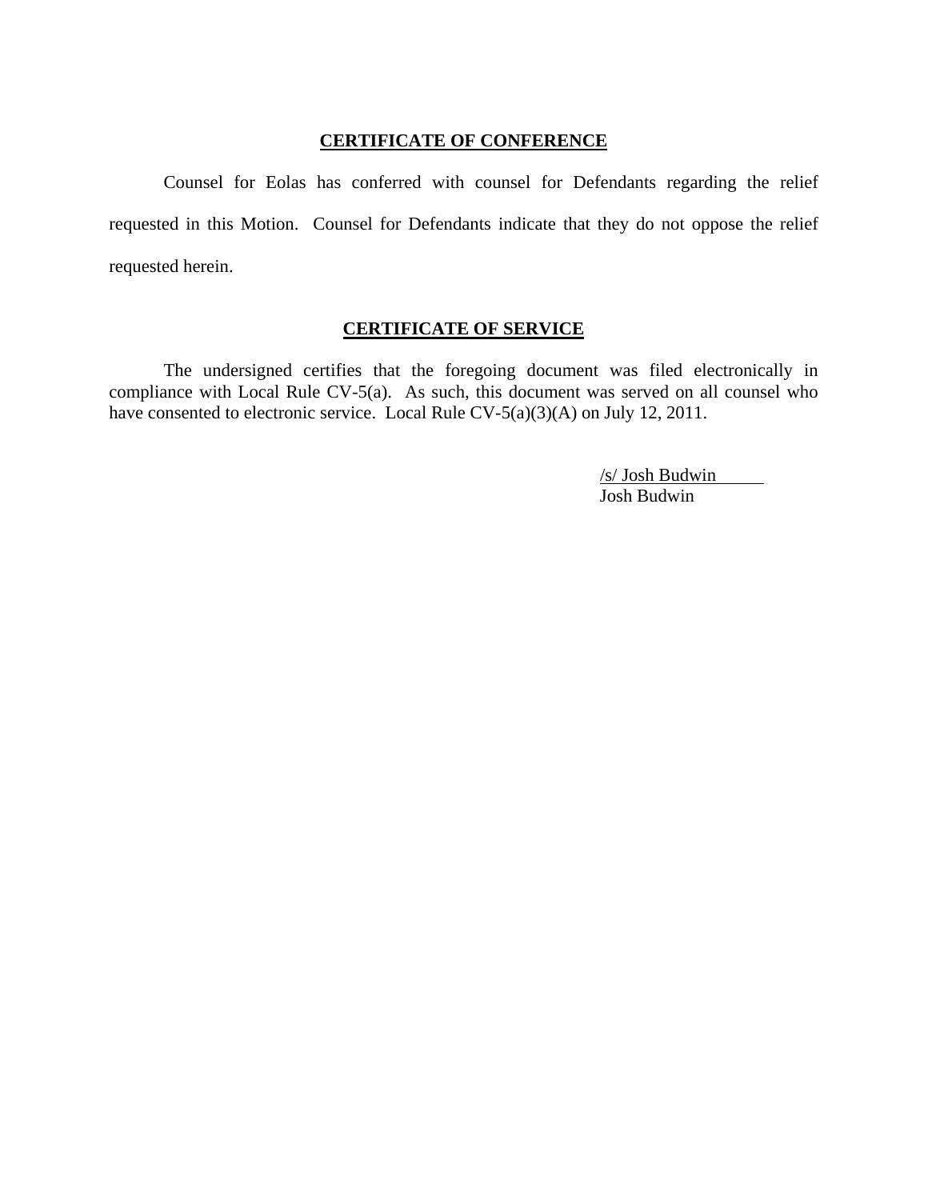## CERTIFICATE OF CONFERENCE

Counsel for Eolas has conferred with counsel for Defendants regarding the relief requested in this Motion. Counsel for Defendants indicate that they do not oppose the relief requested herein.

## CERTIFICATE OF SERVICE

The undersigned certifies that the foregoing document was filed electronically in compliance with Local Rule CV-5(a). As such, this document was served on all counsel who have consented to electronic service. Local Rule CV-5(a)(3)(A) on July 12, 2011.

/s/ Josh Budwin
Josh Budwin